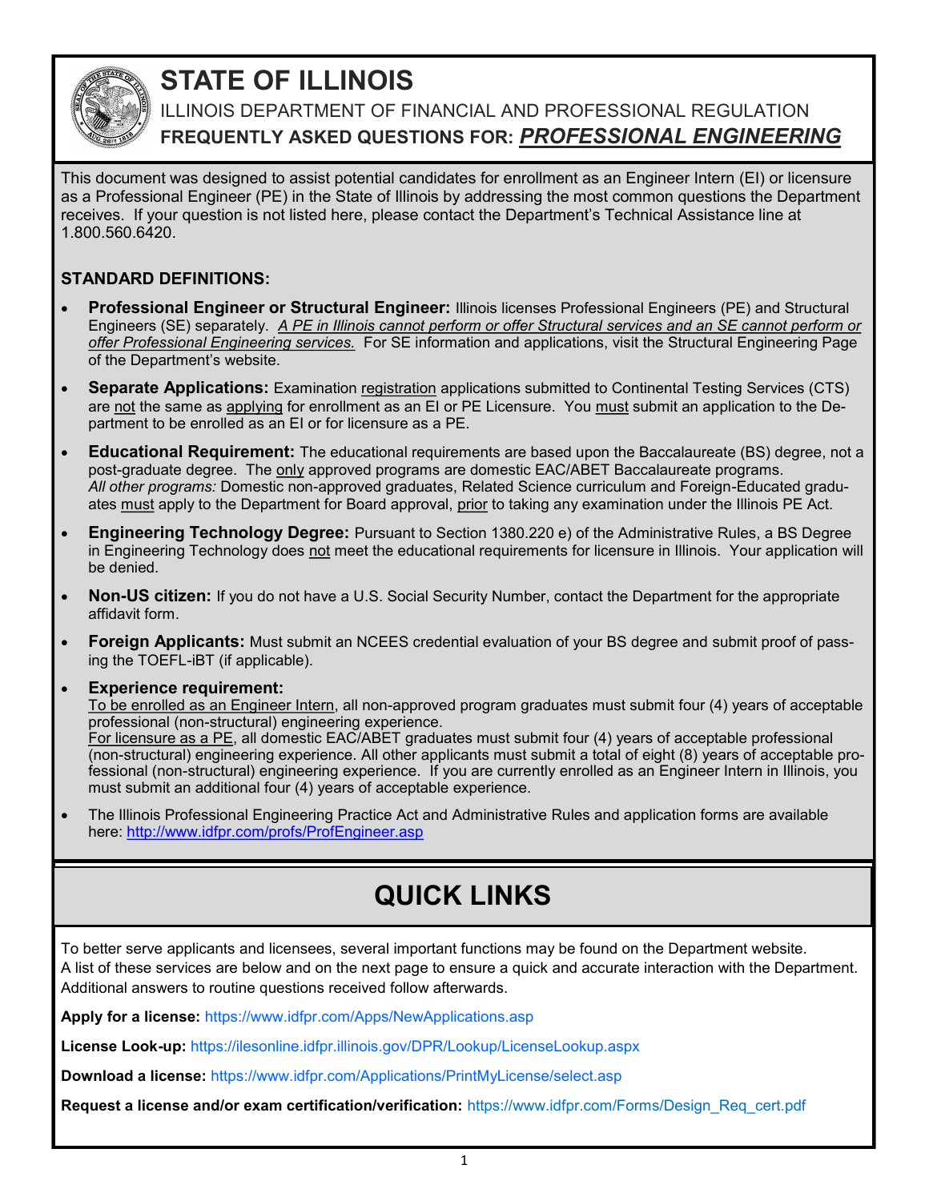# STATE OF ILLINOIS

ILLINOIS DEPARTMENT OF FINANCIAL AND PROFESSIONAL REGULATION

**FREQUENTLY ASKED QUESTIONS FOR: *PROFESSIONAL ENGINEERING***

This document was designed to assist potential candidates for enrollment as an Engineer Intern (EI) or licensure as a Professional Engineer (PE) in the State of Illinois by addressing the most common questions the Department receives. If your question is not listed here, please contact the Department's Technical Assistance line at 1.800.560.6420.

**STANDARD DEFINITIONS:**

- **Professional Engineer or Structural Engineer:** Illinois licenses Professional Engineers (PE) and Structural Engineers (SE) separately. *A PE in Illinois cannot perform or offer Structural services and an SE cannot perform or offer Professional Engineering services.* For SE information and applications, visit the Structural Engineering Page of the Department's website.
- **Separate Applications:** Examination registration applications submitted to Continental Testing Services (CTS) are not the same as applying for enrollment as an EI or PE Licensure. You must submit an application to the Department to be enrolled as an EI or for licensure as a PE.
- **Educational Requirement:** The educational requirements are based upon the Baccalaureate (BS) degree, not a post-graduate degree. The only approved programs are domestic EAC/ABET Baccalaureate programs. *All other programs:* Domestic non-approved graduates, Related Science curriculum and Foreign-Educated graduates must apply to the Department for Board approval, prior to taking any examination under the Illinois PE Act.
- **Engineering Technology Degree:** Pursuant to Section 1380.220 e) of the Administrative Rules, a BS Degree in Engineering Technology does not meet the educational requirements for licensure in Illinois. Your application will be denied.
- **Non-US citizen:** If you do not have a U.S. Social Security Number, contact the Department for the appropriate affidavit form.
- **Foreign Applicants:** Must submit an NCEES credential evaluation of your BS degree and submit proof of passing the TOEFL-iBT (if applicable).
- **Experience requirement:**
  To be enrolled as an Engineer Intern, all non-approved program graduates must submit four (4) years of acceptable professional (non-structural) engineering experience.
  For licensure as a PE, all domestic EAC/ABET graduates must submit four (4) years of acceptable professional (non-structural) engineering experience. All other applicants must submit a total of eight (8) years of acceptable professional (non-structural) engineering experience. If you are currently enrolled as an Engineer Intern in Illinois, you must submit an additional four (4) years of acceptable experience.
- The Illinois Professional Engineering Practice Act and Administrative Rules and application forms are available here: http://www.idfpr.com/profs/ProfEngineer.asp

## QUICK LINKS

To better serve applicants and licensees, several important functions may be found on the Department website. A list of these services are below and on the next page to ensure a quick and accurate interaction with the Department. Additional answers to routine questions received follow afterwards.

**Apply for a license:** https://www.idfpr.com/Apps/NewApplications.asp

**License Look-up:** https://ilesonline.idfpr.illinois.gov/DPR/Lookup/LicenseLookup.aspx

**Download a license:** https://www.idfpr.com/Applications/PrintMyLicense/select.asp

**Request a license and/or exam certification/verification:** https://www.idfpr.com/Forms/Design_Req_cert.pdf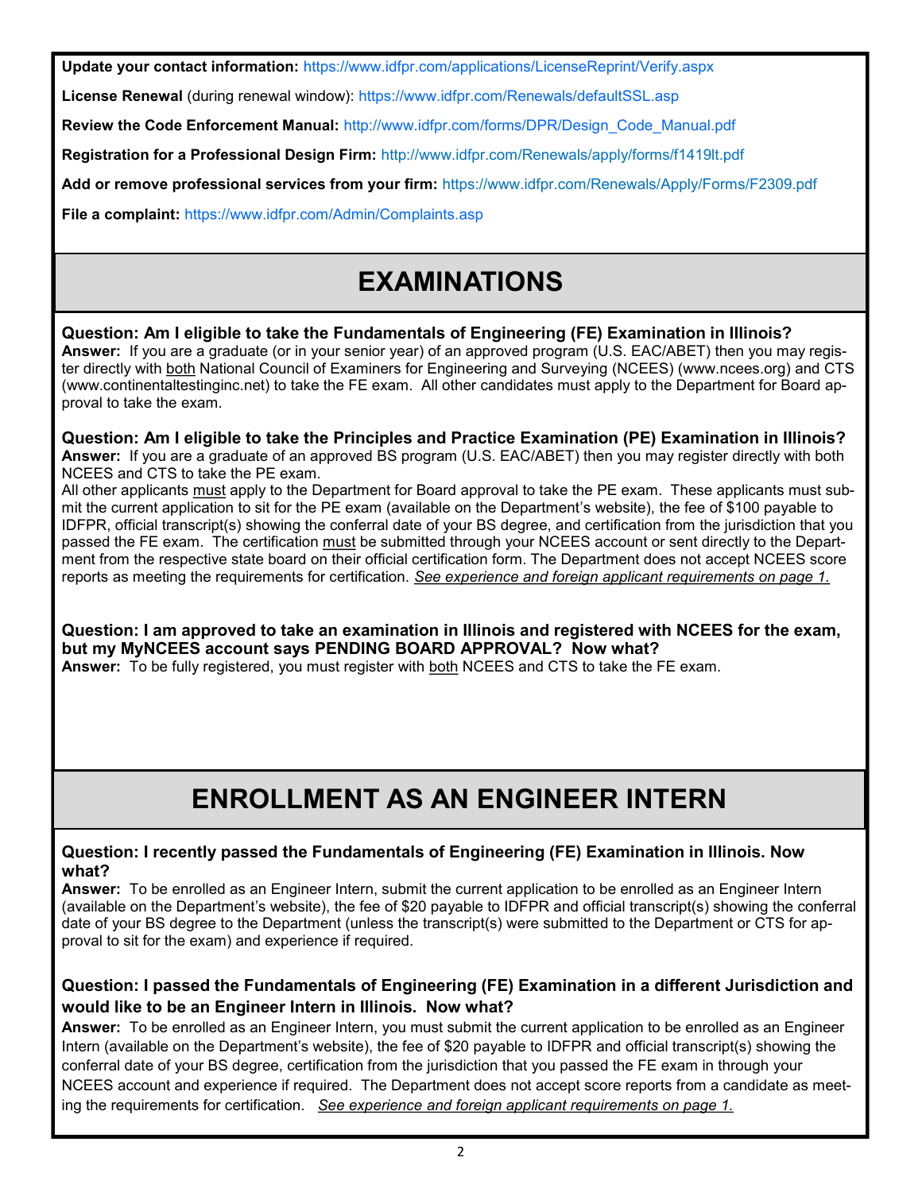**Update your contact information:** https://www.idfpr.com/applications/LicenseReprint/Verify.aspx

**License Renewal** (during renewal window): https://www.idfpr.com/Renewals/defaultSSL.asp

**Review the Code Enforcement Manual:** http://www.idfpr.com/forms/DPR/Design_Code_Manual.pdf

**Registration for a Professional Design Firm:** http://www.idfpr.com/Renewals/apply/forms/f1419lt.pdf

**Add or remove professional services from your firm:** https://www.idfpr.com/Renewals/Apply/Forms/F2309.pdf

**File a complaint:** https://www.idfpr.com/Admin/Complaints.asp

# EXAMINATIONS

**Question: Am I eligible to take the Fundamentals of Engineering (FE) Examination in Illinois?**
**Answer:** If you are a graduate (or in your senior year) of an approved program (U.S. EAC/ABET) then you may register directly with both National Council of Examiners for Engineering and Surveying (NCEES) (www.ncees.org) and CTS (www.continentaltestinginc.net) to take the FE exam. All other candidates must apply to the Department for Board approval to take the exam.

**Question: Am I eligible to take the Principles and Practice Examination (PE) Examination in Illinois?**
**Answer:** If you are a graduate of an approved BS program (U.S. EAC/ABET) then you may register directly with both NCEES and CTS to take the PE exam.
All other applicants must apply to the Department for Board approval to take the PE exam. These applicants must submit the current application to sit for the PE exam (available on the Department's website), the fee of $100 payable to IDFPR, official transcript(s) showing the conferral date of your BS degree, and certification from the jurisdiction that you passed the FE exam. The certification must be submitted through your NCEES account or sent directly to the Department from the respective state board on their official certification form. The Department does not accept NCEES score reports as meeting the requirements for certification. *See experience and foreign applicant requirements on page 1.*

**Question: I am approved to take an examination in Illinois and registered with NCEES for the exam, but my MyNCEES account says PENDING BOARD APPROVAL? Now what?**
**Answer:** To be fully registered, you must register with both NCEES and CTS to take the FE exam.

# ENROLLMENT AS AN ENGINEER INTERN

**Question: I recently passed the Fundamentals of Engineering (FE) Examination in Illinois. Now what?**
**Answer:** To be enrolled as an Engineer Intern, submit the current application to be enrolled as an Engineer Intern (available on the Department's website), the fee of $20 payable to IDFPR and official transcript(s) showing the conferral date of your BS degree to the Department (unless the transcript(s) were submitted to the Department or CTS for approval to sit for the exam) and experience if required.

**Question: I passed the Fundamentals of Engineering (FE) Examination in a different Jurisdiction and would like to be an Engineer Intern in Illinois. Now what?**
**Answer:** To be enrolled as an Engineer Intern, you must submit the current application to be enrolled as an Engineer Intern (available on the Department's website), the fee of $20 payable to IDFPR and official transcript(s) showing the conferral date of your BS degree, certification from the jurisdiction that you passed the FE exam in through your NCEES account and experience if required. The Department does not accept score reports from a candidate as meeting the requirements for certification. *See experience and foreign applicant requirements on page 1.*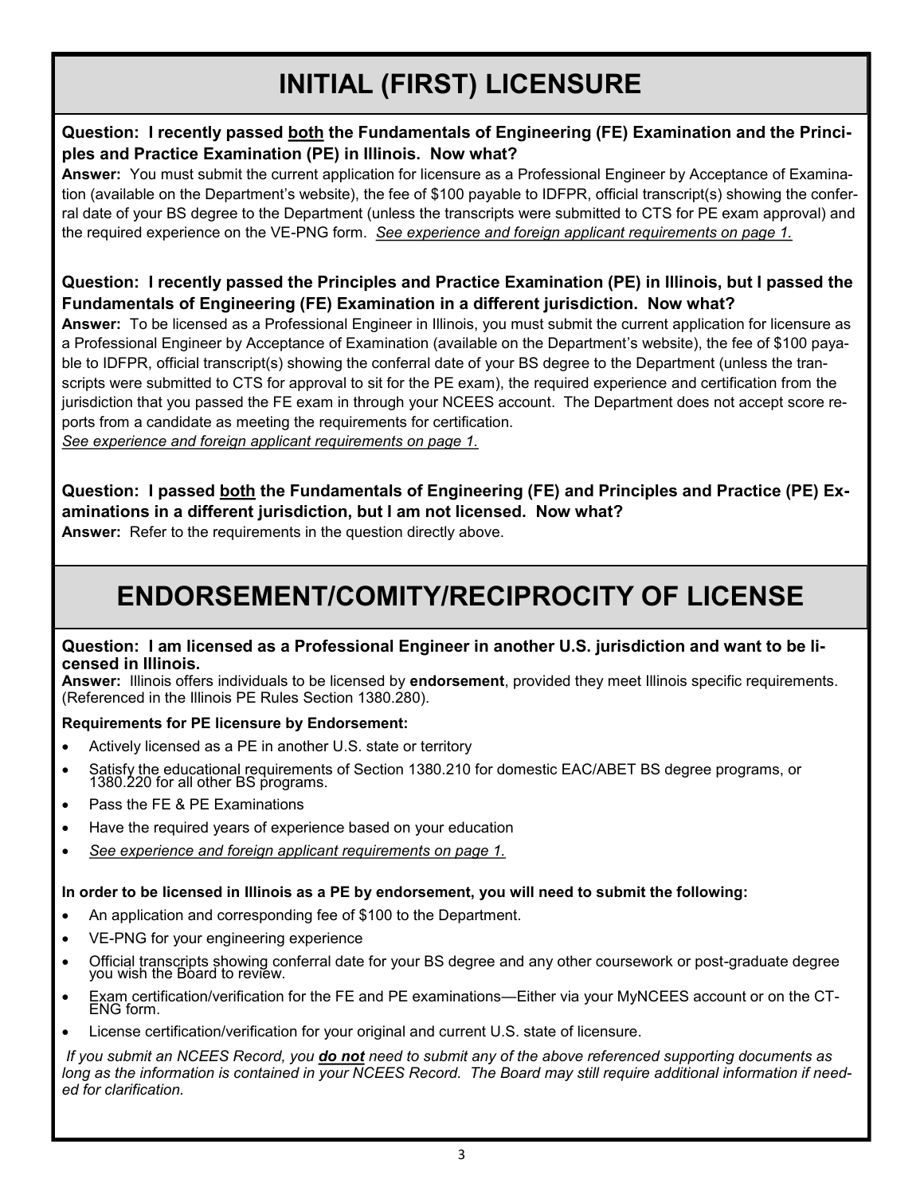# INITIAL (FIRST) LICENSURE

**Question: I recently passed both the Fundamentals of Engineering (FE) Examination and the Principles and Practice Examination (PE) in Illinois. Now what?**

**Answer:** You must submit the current application for licensure as a Professional Engineer by Acceptance of Examination (available on the Department's website), the fee of $100 payable to IDFPR, official transcript(s) showing the conferral date of your BS degree to the Department (unless the transcripts were submitted to CTS for PE exam approval) and the required experience on the VE-PNG form. *See experience and foreign applicant requirements on page 1.*

**Question: I recently passed the Principles and Practice Examination (PE) in Illinois, but I passed the Fundamentals of Engineering (FE) Examination in a different jurisdiction. Now what?**

**Answer:** To be licensed as a Professional Engineer in Illinois, you must submit the current application for licensure as a Professional Engineer by Acceptance of Examination (available on the Department's website), the fee of $100 payable to IDFPR, official transcript(s) showing the conferral date of your BS degree to the Department (unless the transcripts were submitted to CTS for approval to sit for the PE exam), the required experience and certification from the jurisdiction that you passed the FE exam in through your NCEES account. The Department does not accept score reports from a candidate as meeting the requirements for certification.
*See experience and foreign applicant requirements on page 1.*

**Question: I passed both the Fundamentals of Engineering (FE) and Principles and Practice (PE) Examinations in a different jurisdiction, but I am not licensed. Now what?**

**Answer:** Refer to the requirements in the question directly above.

# ENDORSEMENT/COMITY/RECIPROCITY OF LICENSE

**Question: I am licensed as a Professional Engineer in another U.S. jurisdiction and want to be licensed in Illinois.**

**Answer:** Illinois offers individuals to be licensed by **endorsement**, provided they meet Illinois specific requirements. (Referenced in the Illinois PE Rules Section 1380.280).

**Requirements for PE licensure by Endorsement:**

- Actively licensed as a PE in another U.S. state or territory
- Satisfy the educational requirements of Section 1380.210 for domestic EAC/ABET BS degree programs, or 1380.220 for all other BS programs.
- Pass the FE & PE Examinations
- Have the required years of experience based on your education
- *See experience and foreign applicant requirements on page 1.*

**In order to be licensed in Illinois as a PE by endorsement, you will need to submit the following:**

- An application and corresponding fee of $100 to the Department.
- VE-PNG for your engineering experience
- Official transcripts showing conferral date for your BS degree and any other coursework or post-graduate degree you wish the Board to review.
- Exam certification/verification for the FE and PE examinations—Either via your MyNCEES account or on the CT-ENG form.
- License certification/verification for your original and current U.S. state of licensure.

*If you submit an NCEES Record, you **do not** need to submit any of the above referenced supporting documents as long as the information is contained in your NCEES Record. The Board may still require additional information if needed for clarification.*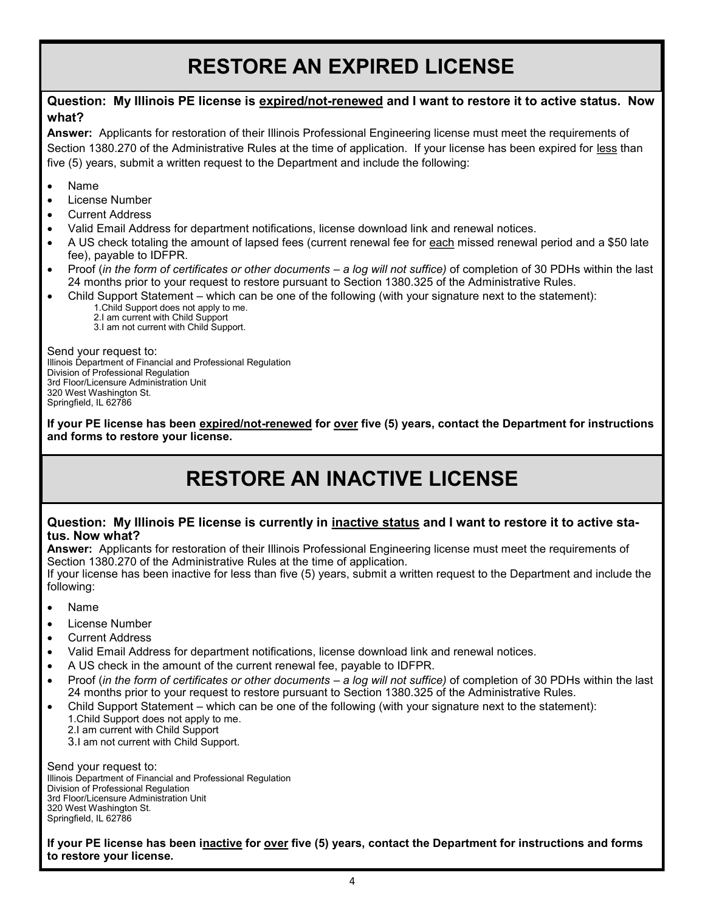# RESTORE AN EXPIRED LICENSE

**Question: My Illinois PE license is expired/not-renewed and I want to restore it to active status. Now what?**

**Answer:** Applicants for restoration of their Illinois Professional Engineering license must meet the requirements of Section 1380.270 of the Administrative Rules at the time of application. If your license has been expired for less than five (5) years, submit a written request to the Department and include the following:

- Name
- License Number
- Current Address
- Valid Email Address for department notifications, license download link and renewal notices.
- A US check totaling the amount of lapsed fees (current renewal fee for each missed renewal period and a $50 late fee), payable to IDFPR.
- Proof (*in the form of certificates or other documents – a log will not suffice)* of completion of 30 PDHs within the last 24 months prior to your request to restore pursuant to Section 1380.325 of the Administrative Rules.
- Child Support Statement – which can be one of the following (with your signature next to the statement):
  1. Child Support does not apply to me.
  2. I am current with Child Support
  3. I am not current with Child Support.

Send your request to:
Illinois Department of Financial and Professional Regulation
Division of Professional Regulation
3rd Floor/Licensure Administration Unit
320 West Washington St.
Springfield, IL 62786

**If your PE license has been expired/not-renewed for over five (5) years, contact the Department for instructions and forms to restore your license.**

# RESTORE AN INACTIVE LICENSE

**Question: My Illinois PE license is currently in inactive status and I want to restore it to active status. Now what?**

**Answer:** Applicants for restoration of their Illinois Professional Engineering license must meet the requirements of Section 1380.270 of the Administrative Rules at the time of application.
If your license has been inactive for less than five (5) years, submit a written request to the Department and include the following:

- Name
- License Number
- Current Address
- Valid Email Address for department notifications, license download link and renewal notices.
- A US check in the amount of the current renewal fee, payable to IDFPR.
- Proof (*in the form of certificates or other documents – a log will not suffice)* of completion of 30 PDHs within the last 24 months prior to your request to restore pursuant to Section 1380.325 of the Administrative Rules.
- Child Support Statement – which can be one of the following (with your signature next to the statement):
  1. Child Support does not apply to me.
  2. I am current with Child Support
  3. I am not current with Child Support.

Send your request to:
Illinois Department of Financial and Professional Regulation
Division of Professional Regulation
3rd Floor/Licensure Administration Unit
320 West Washington St.
Springfield, IL 62786

**If your PE license has been inactive for over five (5) years, contact the Department for instructions and forms to restore your license.**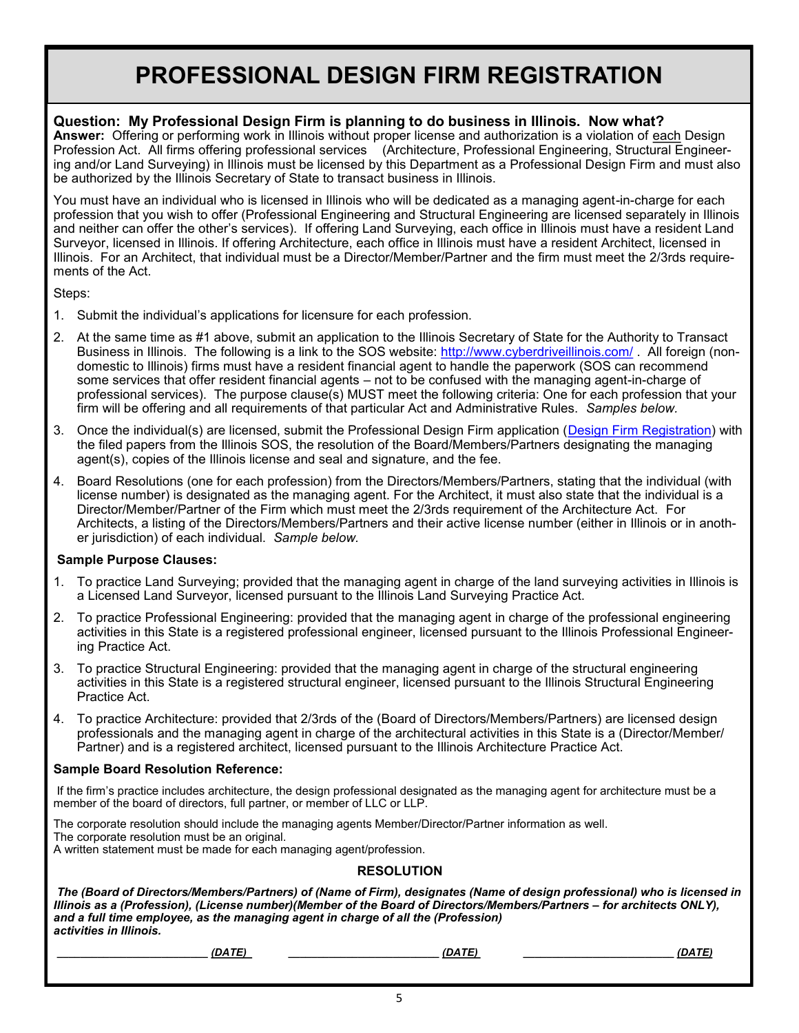# PROFESSIONAL DESIGN FIRM REGISTRATION

**Question: My Professional Design Firm is planning to do business in Illinois. Now what?**
**Answer:** Offering or performing work in Illinois without proper license and authorization is a violation of <u>each</u> Design Profession Act. All firms offering professional services (Architecture, Professional Engineering, Structural Engineering and/or Land Surveying) in Illinois must be licensed by this Department as a Professional Design Firm and must also be authorized by the Illinois Secretary of State to transact business in Illinois.

You must have an individual who is licensed in Illinois who will be dedicated as a managing agent-in-charge for each profession that you wish to offer (Professional Engineering and Structural Engineering are licensed separately in Illinois and neither can offer the other's services). If offering Land Surveying, each office in Illinois must have a resident Land Surveyor, licensed in Illinois. If offering Architecture, each office in Illinois must have a resident Architect, licensed in Illinois. For an Architect, that individual must be a Director/Member/Partner and the firm must meet the 2/3rds requirements of the Act.

Steps:

1. Submit the individual's applications for licensure for each profession.
2. At the same time as #1 above, submit an application to the Illinois Secretary of State for the Authority to Transact Business in Illinois. The following is a link to the SOS website: [http://www.cyberdriveillinois.com/](http://www.cyberdriveillinois.com/) . All foreign (non-domestic to Illinois) firms must have a resident financial agent to handle the paperwork (SOS can recommend some services that offer resident financial agents – not to be confused with the managing agent-in-charge of professional services). The purpose clause(s) MUST meet the following criteria: One for each profession that your firm will be offering and all requirements of that particular Act and Administrative Rules. *Samples below.*
3. Once the individual(s) are licensed, submit the Professional Design Firm application (Design Firm Registration) with the filed papers from the Illinois SOS, the resolution of the Board/Members/Partners designating the managing agent(s), copies of the Illinois license and seal and signature, and the fee.
4. Board Resolutions (one for each profession) from the Directors/Members/Partners, stating that the individual (with license number) is designated as the managing agent. For the Architect, it must also state that the individual is a Director/Member/Partner of the Firm which must meet the 2/3rds requirement of the Architecture Act. For Architects, a listing of the Directors/Members/Partners and their active license number (either in Illinois or in another jurisdiction) of each individual. *Sample below.*

**Sample Purpose Clauses:**

1. To practice Land Surveying; provided that the managing agent in charge of the land surveying activities in Illinois is a Licensed Land Surveyor, licensed pursuant to the Illinois Land Surveying Practice Act.
2. To practice Professional Engineering: provided that the managing agent in charge of the professional engineering activities in this State is a registered professional engineer, licensed pursuant to the Illinois Professional Engineering Practice Act.
3. To practice Structural Engineering: provided that the managing agent in charge of the structural engineering activities in this State is a registered structural engineer, licensed pursuant to the Illinois Structural Engineering Practice Act.
4. To practice Architecture: provided that 2/3rds of the (Board of Directors/Members/Partners) are licensed design professionals and the managing agent in charge of the architectural activities in this State is a (Director/Member/Partner) and is a registered architect, licensed pursuant to the Illinois Architecture Practice Act.

**Sample Board Resolution Reference:**

If the firm's practice includes architecture, the design professional designated as the managing agent for architecture must be a member of the board of directors, full partner, or member of LLC or LLP.

The corporate resolution should include the managing agents Member/Director/Partner information as well.
The corporate resolution must be an original.
A written statement must be made for each managing agent/profession.

**RESOLUTION**

***The (Board of Directors/Members/Partners) of (Name of Firm), designates (Name of design professional) who is licensed in Illinois as a (Profession), (License number)(Member of the Board of Directors/Members/Partners – for architects ONLY), and a full time employee, as the managing agent in charge of all the (Profession) activities in Illinois.***

_______________________ *(DATE)*     _______________________ *(DATE)*     _______________________ *(DATE)*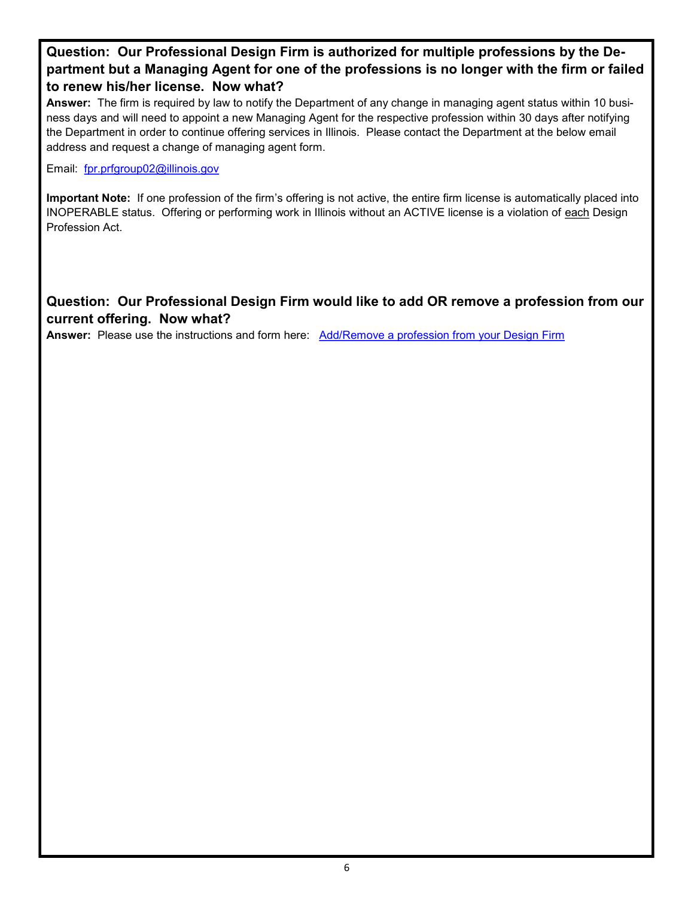**Question: Our Professional Design Firm is authorized for multiple professions by the Department but a Managing Agent for one of the professions is no longer with the firm or failed to renew his/her license. Now what?**

**Answer:** The firm is required by law to notify the Department of any change in managing agent status within 10 business days and will need to appoint a new Managing Agent for the respective profession within 30 days after notifying the Department in order to continue offering services in Illinois. Please contact the Department at the below email address and request a change of managing agent form.

Email: [fpr.prfgroup02@illinois.gov](mailto:fpr.prfgroup02@illinois.gov)

**Important Note:** If one profession of the firm's offering is not active, the entire firm license is automatically placed into INOPERABLE status. Offering or performing work in Illinois without an ACTIVE license is a violation of each Design Profession Act.

**Question: Our Professional Design Firm would like to add OR remove a profession from our current offering. Now what?**

**Answer:** Please use the instructions and form here: Add/Remove a profession from your Design Firm